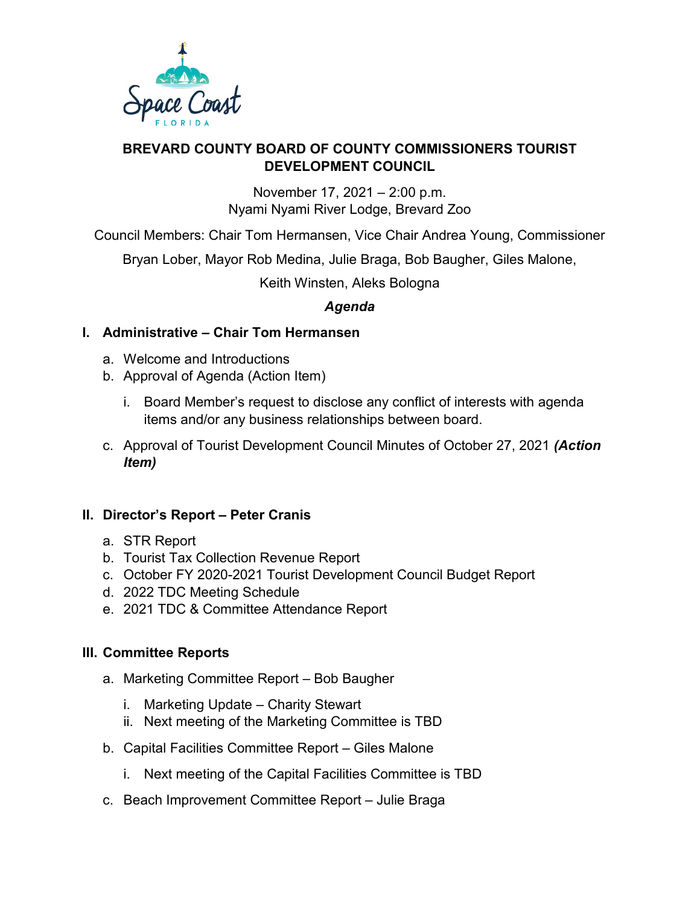# BREVARD COUNTY BOARD OF COUNTY COMMISSIONERS TOURIST DEVELOPMENT COUNCIL

November 17, 2021 – 2:00 p.m.
Nyami Nyami River Lodge, Brevard Zoo

Council Members: Chair Tom Hermansen, Vice Chair Andrea Young, Commissioner Bryan Lober, Mayor Rob Medina, Julie Braga, Bob Baugher, Giles Malone, Keith Winsten, Aleks Bologna

***Agenda***

## I. Administrative – Chair Tom Hermansen

a. Welcome and Introductions
b. Approval of Agenda (Action Item)
   i. Board Member's request to disclose any conflict of interests with agenda items and/or any business relationships between board.
c. Approval of Tourist Development Council Minutes of October 27, 2021 ***(Action Item)***

## II. Director's Report – Peter Cranis

a. STR Report
b. Tourist Tax Collection Revenue Report
c. October FY 2020-2021 Tourist Development Council Budget Report
d. 2022 TDC Meeting Schedule
e. 2021 TDC & Committee Attendance Report

## III. Committee Reports

a. Marketing Committee Report – Bob Baugher
   i. Marketing Update – Charity Stewart
   ii. Next meeting of the Marketing Committee is TBD
b. Capital Facilities Committee Report – Giles Malone
   i. Next meeting of the Capital Facilities Committee is TBD
c. Beach Improvement Committee Report – Julie Braga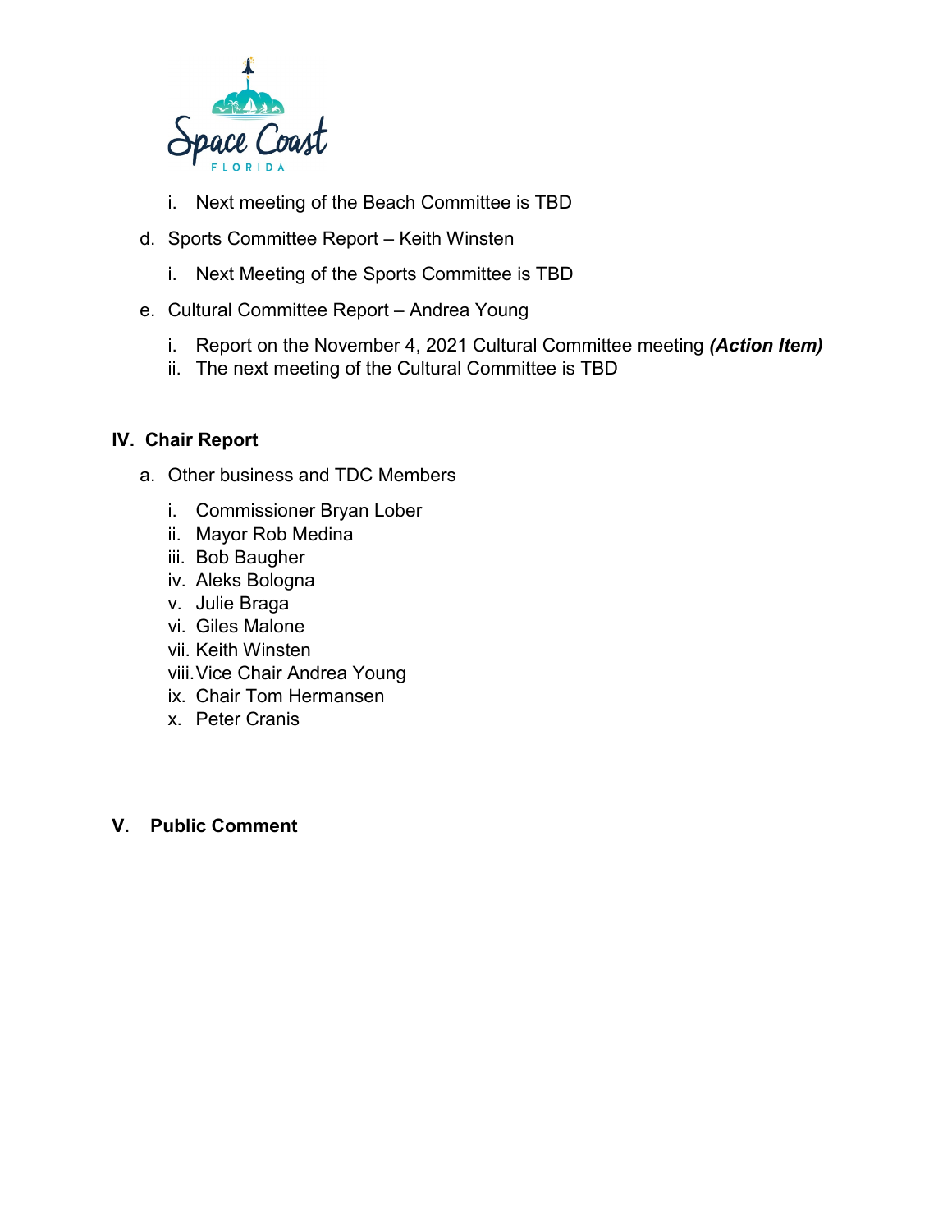i. Next meeting of the Beach Committee is TBD

d. Sports Committee Report – Keith Winsten

   i. Next Meeting of the Sports Committee is TBD

e. Cultural Committee Report – Andrea Young

   i. Report on the November 4, 2021 Cultural Committee meeting ***(Action Item)***
   ii. The next meeting of the Cultural Committee is TBD

## IV. Chair Report

a. Other business and TDC Members

   i. Commissioner Bryan Lober
   ii. Mayor Rob Medina
   iii. Bob Baugher
   iv. Aleks Bologna
   v. Julie Braga
   vi. Giles Malone
   vii. Keith Winsten
   viii. Vice Chair Andrea Young
   ix. Chair Tom Hermansen
   x. Peter Cranis

## V. Public Comment